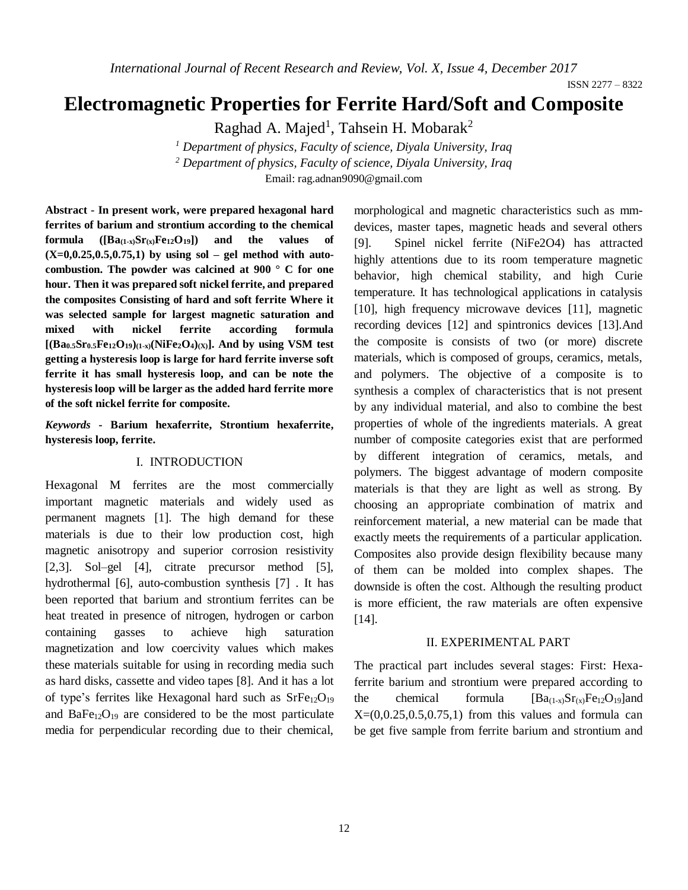# Electromagnetic Properties for Ferrite Hard/Soft and Composite

Raghad A. Majed[1], Tahsein H. Mobarak[2]

[1] *Department of physics, Faculty of science, Diyala University, Iraq*

[2] *Department of physics, Faculty of science, Diyala University, Iraq*

Email: rag.adnan9090@gmail.com

**Abstract - In present work, were prepared hexagonal hard ferrites of barium and strontium according to the chemical formula ($[Ba_{(1-x)}Sr_{(x)}Fe_{12}O_{19}]$) and the values of (X=0,0.25,0.5,0.75,1) by using sol – gel method with auto-combustion. The powder was calcined at 900 ° C for one hour. Then it was prepared soft nickel ferrite, and prepared the composites Consisting of hard and soft ferrite Where it was selected sample for largest magnetic saturation and mixed with nickel ferrite according formula $[(Ba_{0.5}Sr_{0.5}Fe_{12}O_{19})_{(1-x)}(NiFe_2O_4)_{(X)}]$. And by using VSM test getting a hysteresis loop is large for hard ferrite inverse soft ferrite it has small hysteresis loop, and can be note the hysteresis loop will be larger as the added hard ferrite more of the soft nickel ferrite for composite.**

***Keywords* - Barium hexaferrite, Strontium hexaferrite, hysteresis loop, ferrite.**

## I. INTRODUCTION

Hexagonal M ferrites are the most commercially important magnetic materials and widely used as permanent magnets [1]. The high demand for these materials is due to their low production cost, high magnetic anisotropy and superior corrosion resistivity [2,3]. Sol–gel [4], citrate precursor method [5], hydrothermal [6], auto-combustion synthesis [7] . It has been reported that barium and strontium ferrites can be heat treated in presence of nitrogen, hydrogen or carbon containing gasses to achieve high saturation magnetization and low coercivity values which makes these materials suitable for using in recording media such as hard disks, cassette and video tapes [8]. And it has a lot of type's ferrites like Hexagonal hard such as $SrFe_{12}O_{19}$ and $BaFe_{12}O_{19}$ are considered to be the most particulate media for perpendicular recording due to their chemical, morphological and magnetic characteristics such as mm-devices, master tapes, magnetic heads and several others [9]. Spinel nickel ferrite ($NiFe_2O_4$) has attracted highly attentions due to its room temperature magnetic behavior, high chemical stability, and high Curie temperature. It has technological applications in catalysis [10], high frequency microwave devices [11], magnetic recording devices [12] and spintronics devices [13].And the composite is consists of two (or more) discrete materials, which is composed of groups, ceramics, metals, and polymers. The objective of a composite is to synthesis a complex of characteristics that is not present by any individual material, and also to combine the best properties of whole of the ingredients materials. A great number of composite categories exist that are performed by different integration of ceramics, metals, and polymers. The biggest advantage of modern composite materials is that they are light as well as strong. By choosing an appropriate combination of matrix and reinforcement material, a new material can be made that exactly meets the requirements of a particular application. Composites also provide design flexibility because many of them can be molded into complex shapes. The downside is often the cost. Although the resulting product is more efficient, the raw materials are often expensive [14].

## II. EXPERIMENTAL PART

The practical part includes several stages: First: Hexa-ferrite barium and strontium were prepared according to the chemical formula $[Ba_{(1-x)}Sr_{(x)}Fe_{12}O_{19}]$and X=(0,0.25,0.5,0.75,1) from this values and formula can be get five sample from ferrite barium and strontium and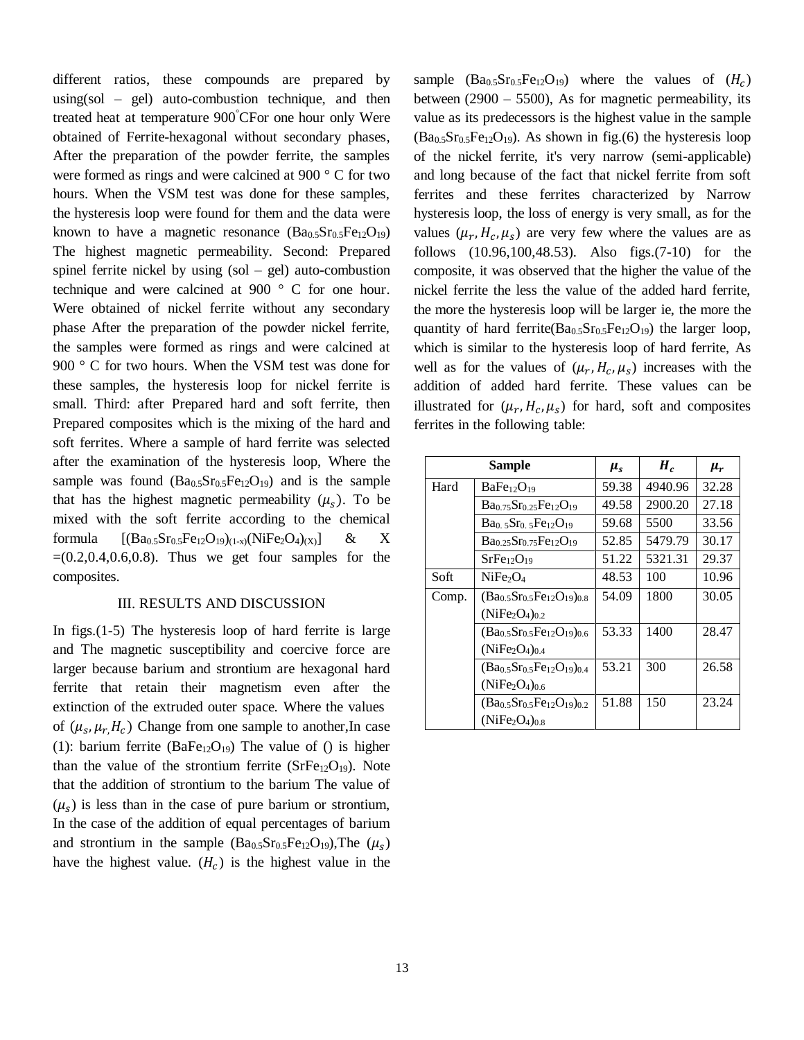different ratios, these compounds are prepared by using(sol – gel) auto-combustion technique, and then treated heat at temperature 900°CFor one hour only Were obtained of Ferrite-hexagonal without secondary phases, After the preparation of the powder ferrite, the samples were formed as rings and were calcined at 900 ° C for two hours. When the VSM test was done for these samples, the hysteresis loop were found for them and the data were known to have a magnetic resonance ($Ba_{0.5}Sr_{0.5}Fe_{12}O_{19}$) The highest magnetic permeability. Second: Prepared spinel ferrite nickel by using (sol – gel) auto-combustion technique and were calcined at 900 ° C for one hour. Were obtained of nickel ferrite without any secondary phase After the preparation of the powder nickel ferrite, the samples were formed as rings and were calcined at 900 ° C for two hours. When the VSM test was done for these samples, the hysteresis loop for nickel ferrite is small. Third: after Prepared hard and soft ferrite, then Prepared composites which is the mixing of the hard and soft ferrites. Where a sample of hard ferrite was selected after the examination of the hysteresis loop, Where the sample was found ($Ba_{0.5}Sr_{0.5}Fe_{12}O_{19}$) and is the sample that has the highest magnetic permeability ($\mu_s$). To be mixed with the soft ferrite according to the chemical formula [$(Ba_{0.5}Sr_{0.5}Fe_{12}O_{19})_{(1-x)}(NiFe_2O_4)_{(X)}$] & X =(0.2,0.4,0.6,0.8). Thus we get four samples for the composites.

## III. RESULTS AND DISCUSSION

In figs.(1-5) The hysteresis loop of hard ferrite is large and The magnetic susceptibility and coercive force are larger because barium and strontium are hexagonal hard ferrite that retain their magnetism even after the extinction of the extruded outer space. Where the values of ($\mu_s, \mu_r, H_c$) Change from one sample to another,In case (1): barium ferrite ($BaFe_{12}O_{19}$) The value of () is higher than the value of the strontium ferrite ($SrFe_{12}O_{19}$). Note that the addition of strontium to the barium The value of ($\mu_s$) is less than in the case of pure barium or strontium, In the case of the addition of equal percentages of barium and strontium in the sample ($Ba_{0.5}Sr_{0.5}Fe_{12}O_{19}$),The ($\mu_s$) have the highest value. ($H_c$) is the highest value in the sample ($Ba_{0.5}Sr_{0.5}Fe_{12}O_{19}$) where the values of ($H_c$) between (2900 – 5500), As for magnetic permeability, its value as its predecessors is the highest value in the sample ($Ba_{0.5}Sr_{0.5}Fe_{12}O_{19}$). As shown in fig.(6) the hysteresis loop of the nickel ferrite, it's very narrow (semi-applicable) and long because of the fact that nickel ferrite from soft ferrites and these ferrites characterized by Narrow hysteresis loop, the loss of energy is very small, as for the values ($\mu_r, H_c, \mu_s$) are very few where the values are as follows (10.96,100,48.53). Also figs.(7-10) for the composite, it was observed that the higher the value of the nickel ferrite the less the value of the added hard ferrite, the more the hysteresis loop will be larger ie, the more the quantity of hard ferrite($Ba_{0.5}Sr_{0.5}Fe_{12}O_{19}$) the larger loop, which is similar to the hysteresis loop of hard ferrite, As well as for the values of ($\mu_r, H_c, \mu_s$) increases with the addition of added hard ferrite. These values can be illustrated for ($\mu_r, H_c, \mu_s$) for hard, soft and composites ferrites in the following table:

| Sample | | $\mu_s$ | $H_c$ | $\mu_r$ |
|---|---|---|---|---|
| Hard | $BaFe_{12}O_{19}$ | 59.38 | 4940.96 | 32.28 |
| | $Ba_{0.75}Sr_{0.25}Fe_{12}O_{19}$ | 49.58 | 2900.20 | 27.18 |
| | $Ba_{0.5}Sr_{0.5}Fe_{12}O_{19}$ | 59.68 | 5500 | 33.56 |
| | $Ba_{0.25}Sr_{0.75}Fe_{12}O_{19}$ | 52.85 | 5479.79 | 30.17 |
| | $SrFe_{12}O_{19}$ | 51.22 | 5321.31 | 29.37 |
| Soft | $NiFe_2O_4$ | 48.53 | 100 | 10.96 |
| Comp. | $(Ba_{0.5}Sr_{0.5}Fe_{12}O_{19})_{0.8}(NiFe_2O_4)_{0.2}$ | 54.09 | 1800 | 30.05 |
| | $(Ba_{0.5}Sr_{0.5}Fe_{12}O_{19})_{0.6}(NiFe_2O_4)_{0.4}$ | 53.33 | 1400 | 28.47 |
| | $(Ba_{0.5}Sr_{0.5}Fe_{12}O_{19})_{0.4}(NiFe_2O_4)_{0.6}$ | 53.21 | 300 | 26.58 |
| | $(Ba_{0.5}Sr_{0.5}Fe_{12}O_{19})_{0.2}(NiFe_2O_4)_{0.8}$ | 51.88 | 150 | 23.24 |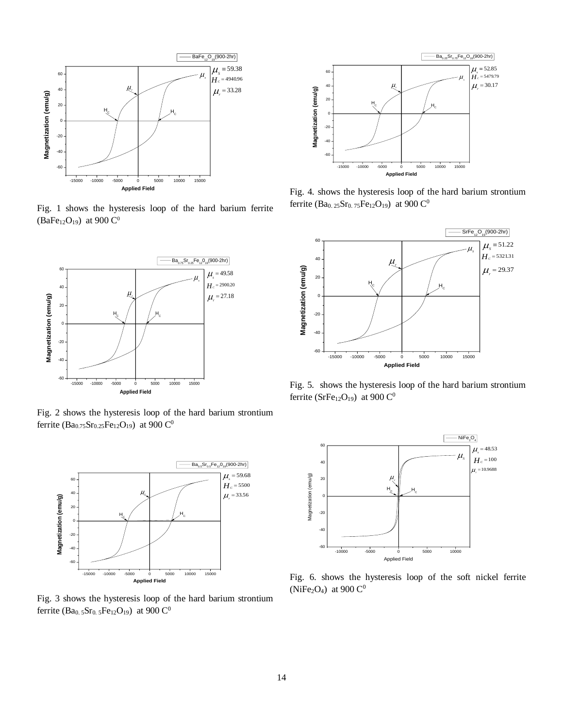Fig. 1 shows the hysteresis loop of the hard barium ferrite ($BaFe_{12}O_{19}$) at 900 $C^0$

Fig. 2 shows the hysteresis loop of the hard barium strontium ferrite ($Ba_{0.75}Sr_{0.25}Fe_{12}O_{19}$) at 900 $C^0$

Fig. 3 shows the hysteresis loop of the hard barium strontium ferrite ($Ba_{0.5}Sr_{0.5}Fe_{12}O_{19}$) at 900 $C^0$

Fig. 4. shows the hysteresis loop of the hard barium strontium ferrite ($Ba_{0.25}Sr_{0.75}Fe_{12}O_{19}$) at 900 $C^0$

Fig. 5. shows the hysteresis loop of the hard barium strontium ferrite ($SrFe_{12}O_{19}$) at 900 $C^0$

Fig. 6. shows the hysteresis loop of the soft nickel ferrite ($NiFe_2O_4$) at 900 $C^0$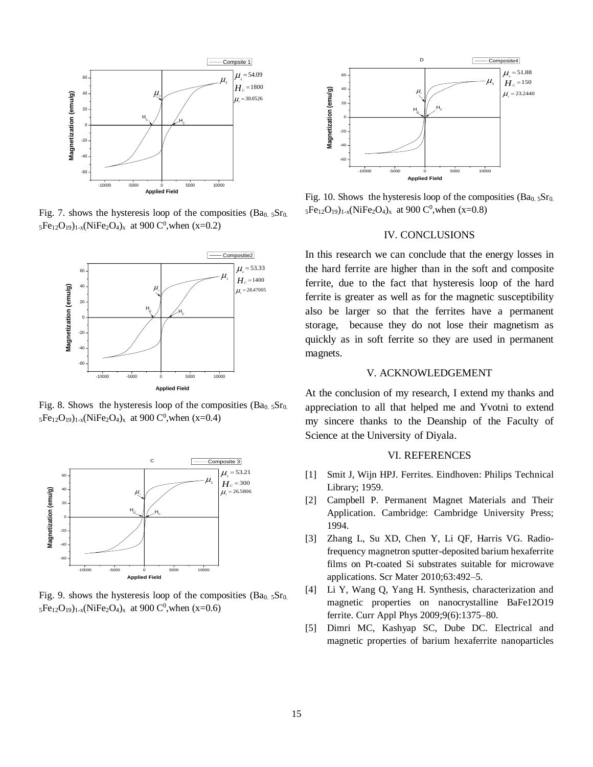Fig. 7. shows the hysteresis loop of the composities ($(Ba_{0.5}Sr_{0.5}Fe_{12}O_{19})_{1-x}(NiFe_2O_4)_x$ at 900 $C^0$,when (x=0.2)

Fig. 8. Shows the hysteresis loop of the composities ($(Ba_{0.5}Sr_{0.5}Fe_{12}O_{19})_{1-x}(NiFe_2O_4)_x$ at 900 $C^0$,when (x=0.4)

Fig. 9. shows the hysteresis loop of the composities ($(Ba_{0.5}Sr_{0.5}Fe_{12}O_{19})_{1-x}(NiFe_2O_4)_x$ at 900 $C^0$,when (x=0.6)

Fig. 10. Shows the hysteresis loop of the composities ($(Ba_{0.5}Sr_{0.5}Fe_{12}O_{19})_{1-x}(NiFe_2O_4)_x$ at 900 $C^0$,when (x=0.8)

## IV. CONCLUSIONS

In this research we can conclude that the energy losses in the hard ferrite are higher than in the soft and composite ferrite, due to the fact that hysteresis loop of the hard ferrite is greater as well as for the magnetic susceptibility also be larger so that the ferrites have a permanent storage, because they do not lose their magnetism as quickly as in soft ferrite so they are used in permanent magnets.

## V. ACKNOWLEDGEMENT

At the conclusion of my research, I extend my thanks and appreciation to all that helped me and Yvotni to extend my sincere thanks to the Deanship of the Faculty of Science at the University of Diyala.

## VI. REFERENCES

[1] Smit J, Wijn HPJ. Ferrites. Eindhoven: Philips Technical Library; 1959.

[2] Campbell P. Permanent Magnet Materials and Their Application. Cambridge: Cambridge University Press; 1994.

[3] Zhang L, Su XD, Chen Y, Li QF, Harris VG. Radio-frequency magnetron sputter-deposited barium hexaferrite films on Pt-coated Si substrates suitable for microwave applications. Scr Mater 2010;63:492–5.

[4] Li Y, Wang Q, Yang H. Synthesis, characterization and magnetic properties on nanocrystalline BaFe12O19 ferrite. Curr Appl Phys 2009;9(6):1375–80.

[5] Dimri MC, Kashyap SC, Dube DC. Electrical and magnetic properties of barium hexaferrite nanoparticles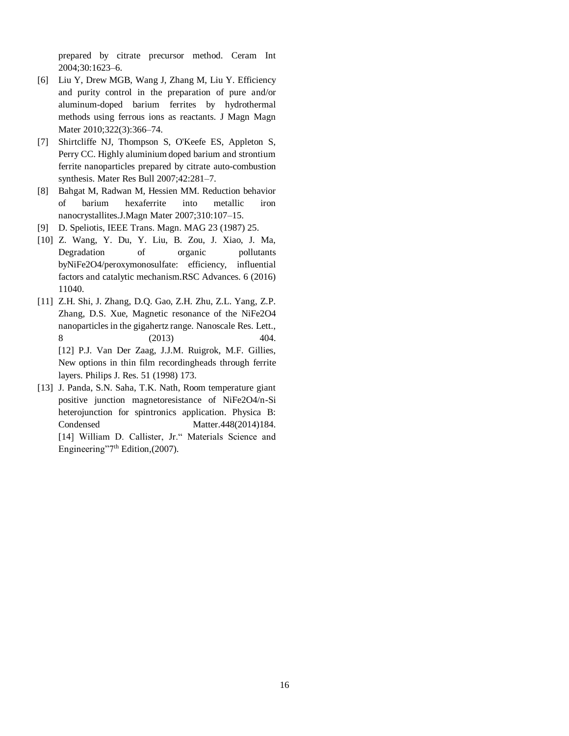prepared by citrate precursor method. Ceram Int 2004;30:1623–6.

[6] Liu Y, Drew MGB, Wang J, Zhang M, Liu Y. Efficiency and purity control in the preparation of pure and/or aluminum-doped barium ferrites by hydrothermal methods using ferrous ions as reactants. J Magn Magn Mater 2010;322(3):366–74.

[7] Shirtcliffe NJ, Thompson S, O'Keefe ES, Appleton S, Perry CC. Highly aluminium doped barium and strontium ferrite nanoparticles prepared by citrate auto-combustion synthesis. Mater Res Bull 2007;42:281–7.

[8] Bahgat M, Radwan M, Hessien MM. Reduction behavior of barium hexaferrite into metallic iron nanocrystallites.J.Magn Mater 2007;310:107–15.

[9] D. Speliotis, IEEE Trans. Magn. MAG 23 (1987) 25.

[10] Z. Wang, Y. Du, Y. Liu, B. Zou, J. Xiao, J. Ma, Degradation of organic pollutants byNiFe2O4/peroxymonosulfate: efficiency, influential factors and catalytic mechanism.RSC Advances. 6 (2016) 11040.

[11] Z.H. Shi, J. Zhang, D.Q. Gao, Z.H. Zhu, Z.L. Yang, Z.P. Zhang, D.S. Xue, Magnetic resonance of the NiFe2O4 nanoparticles in the gigahertz range. Nanoscale Res. Lett., 8 (2013) 404.

[12] P.J. Van Der Zaag, J.J.M. Ruigrok, M.F. Gillies, New options in thin film recordingheads through ferrite layers. Philips J. Res. 51 (1998) 173.

[13] J. Panda, S.N. Saha, T.K. Nath, Room temperature giant positive junction magnetoresistance of NiFe2O4/n-Si heterojunction for spintronics application. Physica B: Condensed Matter.448(2014)184.

[14] William D. Callister, Jr." Materials Science and Engineering"7th Edition,(2007).